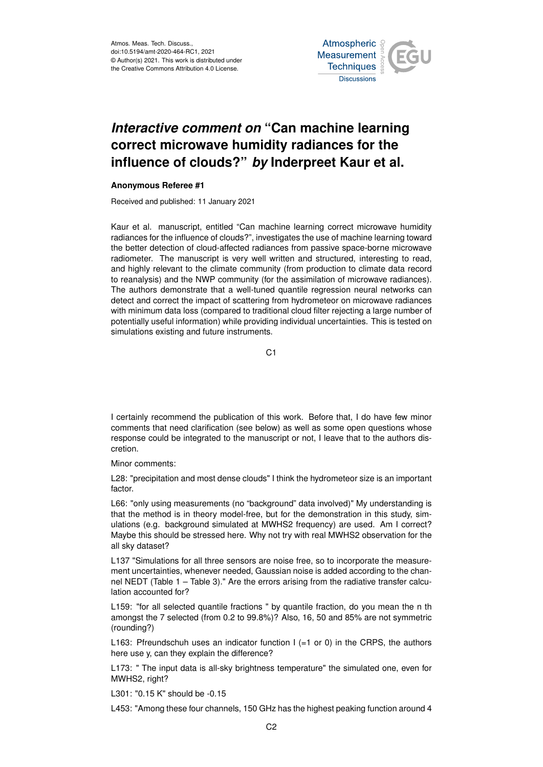# *Interactive comment on* "Can machine learning correct microwave humidity radiances for the influence of clouds?" *by* Inderpreet Kaur et al.

**Anonymous Referee #1**

Received and published: 11 January 2021

Kaur et al. manuscript, entitled "Can machine learning correct microwave humidity radiances for the influence of clouds?", investigates the use of machine learning toward the better detection of cloud-affected radiances from passive space-borne microwave radiometer. The manuscript is very well written and structured, interesting to read, and highly relevant to the climate community (from production to climate data record to reanalysis) and the NWP community (for the assimilation of microwave radiances). The authors demonstrate that a well-tuned quantile regression neural networks can detect and correct the impact of scattering from hydrometeor on microwave radiances with minimum data loss (compared to traditional cloud filter rejecting a large number of potentially useful information) while providing individual uncertainties. This is tested on simulations existing and future instruments.

I certainly recommend the publication of this work. Before that, I do have few minor comments that need clarification (see below) as well as some open questions whose response could be integrated to the manuscript or not, I leave that to the authors discretion.

Minor comments:

L28: "precipitation and most dense clouds" I think the hydrometeor size is an important factor.

L66: "only using measurements (no "background" data involved)" My understanding is that the method is in theory model-free, but for the demonstration in this study, simulations (e.g. background simulated at MWHS2 frequency) are used. Am I correct? Maybe this should be stressed here. Why not try with real MWHS2 observation for the all sky dataset?

L137 "Simulations for all three sensors are noise free, so to incorporate the measurement uncertainties, whenever needed, Gaussian noise is added according to the channel NEDT (Table 1 – Table 3)." Are the errors arising from the radiative transfer calculation accounted for?

L159: "for all selected quantile fractions " by quantile fraction, do you mean the n th amongst the 7 selected (from 0.2 to 99.8%)? Also, 16, 50 and 85% are not symmetric (rounding?)

L163: Pfreundschuh uses an indicator function I (=1 or 0) in the CRPS, the authors here use y, can they explain the difference?

L173: " The input data is all-sky brightness temperature" the simulated one, even for MWHS2, right?

L301: "0.15 K" should be -0.15

L453: "Among these four channels, 150 GHz has the highest peaking function around 4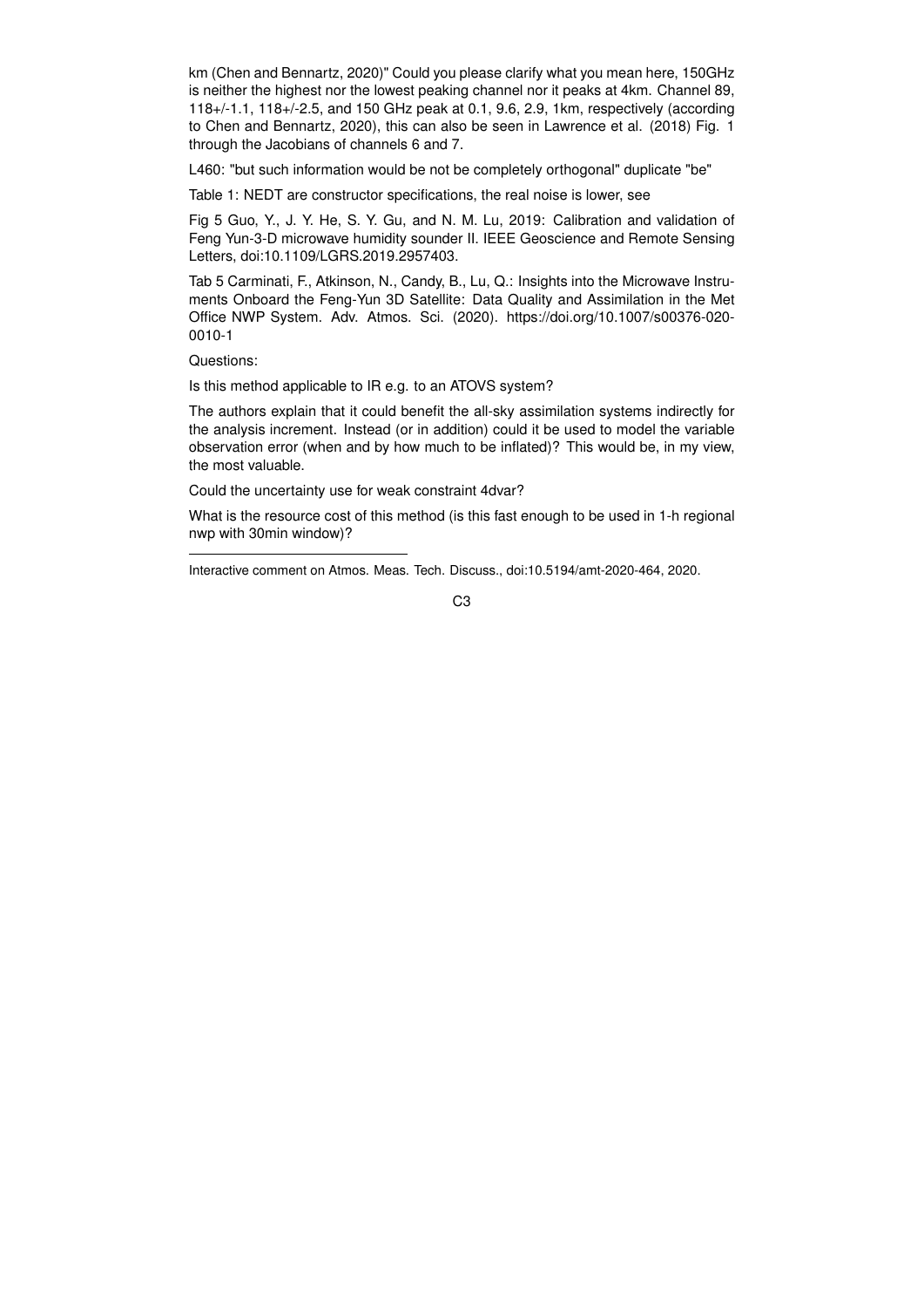km (Chen and Bennartz, 2020)" Could you please clarify what you mean here, 150GHz is neither the highest nor the lowest peaking channel nor it peaks at 4km. Channel 89, 118+/-1.1, 118+/-2.5, and 150 GHz peak at 0.1, 9.6, 2.9, 1km, respectively (according to Chen and Bennartz, 2020), this can also be seen in Lawrence et al. (2018) Fig. 1 through the Jacobians of channels 6 and 7.

L460: "but such information would be not be completely orthogonal" duplicate "be"

Table 1: NEDT are constructor specifications, the real noise is lower, see

Fig 5 Guo, Y., J. Y. He, S. Y. Gu, and N. M. Lu, 2019: Calibration and validation of Feng Yun-3-D microwave humidity sounder II. IEEE Geoscience and Remote Sensing Letters, doi:10.1109/LGRS.2019.2957403.

Tab 5 Carminati, F., Atkinson, N., Candy, B., Lu, Q.: Insights into the Microwave Instruments Onboard the Feng-Yun 3D Satellite: Data Quality and Assimilation in the Met Office NWP System. Adv. Atmos. Sci. (2020). https://doi.org/10.1007/s00376-020-0010-1

Questions:

Is this method applicable to IR e.g. to an ATOVS system?

The authors explain that it could benefit the all-sky assimilation systems indirectly for the analysis increment. Instead (or in addition) could it be used to model the variable observation error (when and by how much to be inflated)? This would be, in my view, the most valuable.

Could the uncertainty use for weak constraint 4dvar?

What is the resource cost of this method (is this fast enough to be used in 1-h regional nwp with 30min window)?

---

Interactive comment on Atmos. Meas. Tech. Discuss., doi:10.5194/amt-2020-464, 2020.